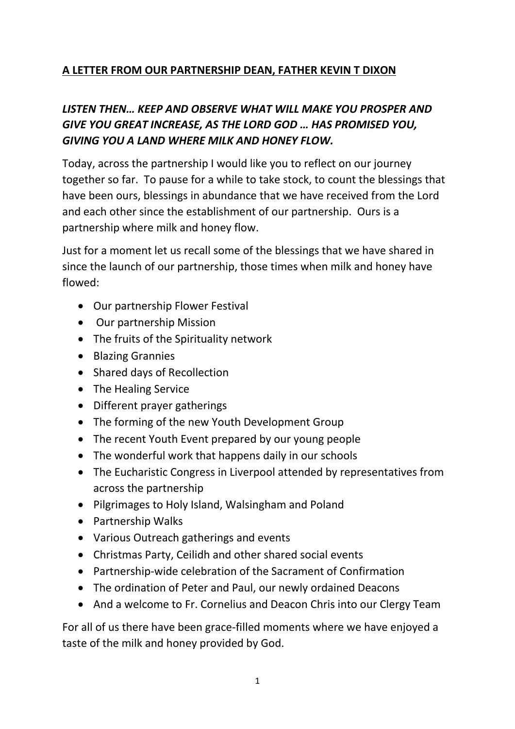## A LETTER FROM OUR PARTNERSHIP DEAN, FATHER KEVIN T DIXON

***LISTEN THEN… KEEP AND OBSERVE WHAT WILL MAKE YOU PROSPER AND GIVE YOU GREAT INCREASE, AS THE LORD GOD … HAS PROMISED YOU, GIVING YOU A LAND WHERE MILK AND HONEY FLOW.***

Today, across the partnership I would like you to reflect on our journey together so far. To pause for a while to take stock, to count the blessings that have been ours, blessings in abundance that we have received from the Lord and each other since the establishment of our partnership. Ours is a partnership where milk and honey flow.

Just for a moment let us recall some of the blessings that we have shared in since the launch of our partnership, those times when milk and honey have flowed:

- Our partnership Flower Festival
- Our partnership Mission
- The fruits of the Spirituality network
- Blazing Grannies
- Shared days of Recollection
- The Healing Service
- Different prayer gatherings
- The forming of the new Youth Development Group
- The recent Youth Event prepared by our young people
- The wonderful work that happens daily in our schools
- The Eucharistic Congress in Liverpool attended by representatives from across the partnership
- Pilgrimages to Holy Island, Walsingham and Poland
- Partnership Walks
- Various Outreach gatherings and events
- Christmas Party, Ceilidh and other shared social events
- Partnership-wide celebration of the Sacrament of Confirmation
- The ordination of Peter and Paul, our newly ordained Deacons
- And a welcome to Fr. Cornelius and Deacon Chris into our Clergy Team

For all of us there have been grace-filled moments where we have enjoyed a taste of the milk and honey provided by God.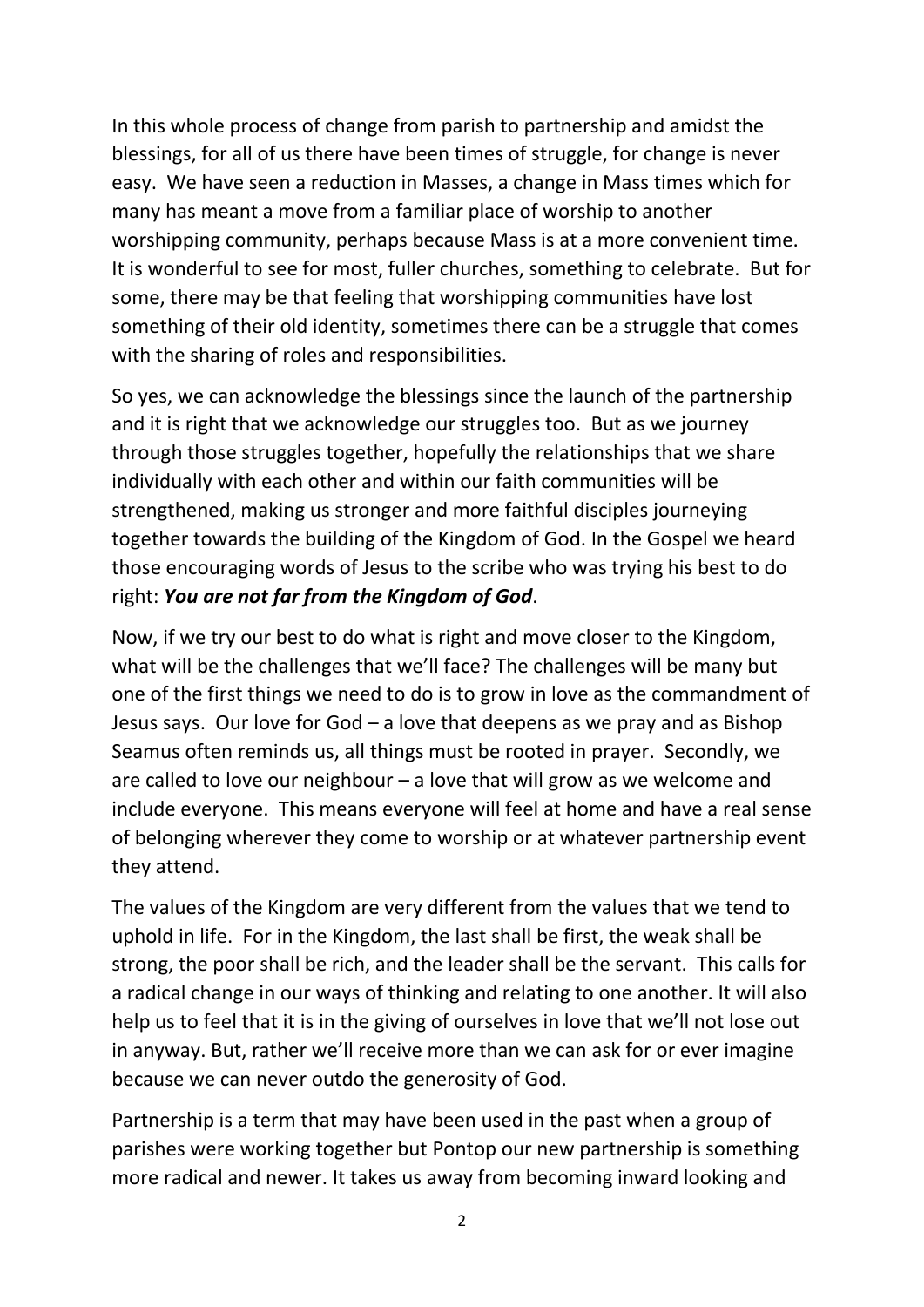In this whole process of change from parish to partnership and amidst the blessings, for all of us there have been times of struggle, for change is never easy. We have seen a reduction in Masses, a change in Mass times which for many has meant a move from a familiar place of worship to another worshipping community, perhaps because Mass is at a more convenient time. It is wonderful to see for most, fuller churches, something to celebrate. But for some, there may be that feeling that worshipping communities have lost something of their old identity, sometimes there can be a struggle that comes with the sharing of roles and responsibilities.

So yes, we can acknowledge the blessings since the launch of the partnership and it is right that we acknowledge our struggles too. But as we journey through those struggles together, hopefully the relationships that we share individually with each other and within our faith communities will be strengthened, making us stronger and more faithful disciples journeying together towards the building of the Kingdom of God. In the Gospel we heard those encouraging words of Jesus to the scribe who was trying his best to do right: ***You are not far from the Kingdom of God***.

Now, if we try our best to do what is right and move closer to the Kingdom, what will be the challenges that we'll face? The challenges will be many but one of the first things we need to do is to grow in love as the commandment of Jesus says. Our love for God – a love that deepens as we pray and as Bishop Seamus often reminds us, all things must be rooted in prayer. Secondly, we are called to love our neighbour – a love that will grow as we welcome and include everyone. This means everyone will feel at home and have a real sense of belonging wherever they come to worship or at whatever partnership event they attend.

The values of the Kingdom are very different from the values that we tend to uphold in life. For in the Kingdom, the last shall be first, the weak shall be strong, the poor shall be rich, and the leader shall be the servant. This calls for a radical change in our ways of thinking and relating to one another. It will also help us to feel that it is in the giving of ourselves in love that we'll not lose out in anyway. But, rather we'll receive more than we can ask for or ever imagine because we can never outdo the generosity of God.

Partnership is a term that may have been used in the past when a group of parishes were working together but Pontop our new partnership is something more radical and newer. It takes us away from becoming inward looking and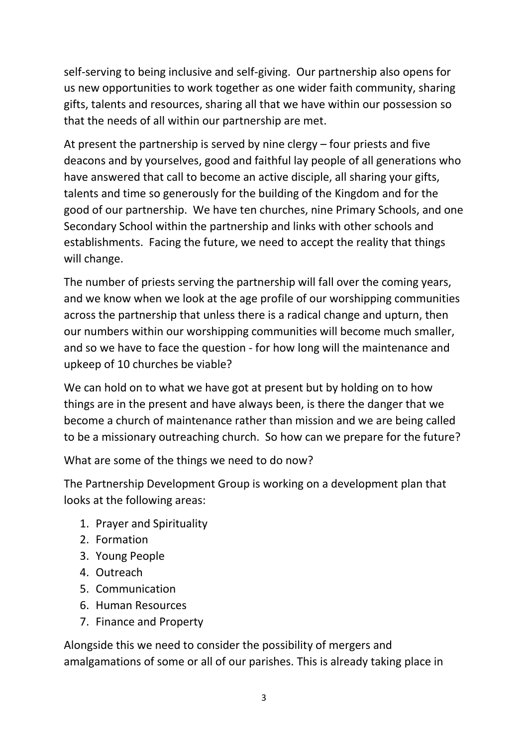self-serving to being inclusive and self-giving.  Our partnership also opens for us new opportunities to work together as one wider faith community, sharing gifts, talents and resources, sharing all that we have within our possession so that the needs of all within our partnership are met.

At present the partnership is served by nine clergy – four priests and five deacons and by yourselves, good and faithful lay people of all generations who have answered that call to become an active disciple, all sharing your gifts, talents and time so generously for the building of the Kingdom and for the good of our partnership.  We have ten churches, nine Primary Schools, and one Secondary School within the partnership and links with other schools and establishments.  Facing the future, we need to accept the reality that things will change.

The number of priests serving the partnership will fall over the coming years, and we know when we look at the age profile of our worshipping communities across the partnership that unless there is a radical change and upturn, then our numbers within our worshipping communities will become much smaller, and so we have to face the question - for how long will the maintenance and upkeep of 10 churches be viable?

We can hold on to what we have got at present but by holding on to how things are in the present and have always been, is there the danger that we become a church of maintenance rather than mission and we are being called to be a missionary outreaching church.  So how can we prepare for the future?

What are some of the things we need to do now?

The Partnership Development Group is working on a development plan that looks at the following areas:

1. Prayer and Spirituality
2. Formation
3. Young People
4. Outreach
5. Communication
6. Human Resources
7. Finance and Property

Alongside this we need to consider the possibility of mergers and amalgamations of some or all of our parishes. This is already taking place in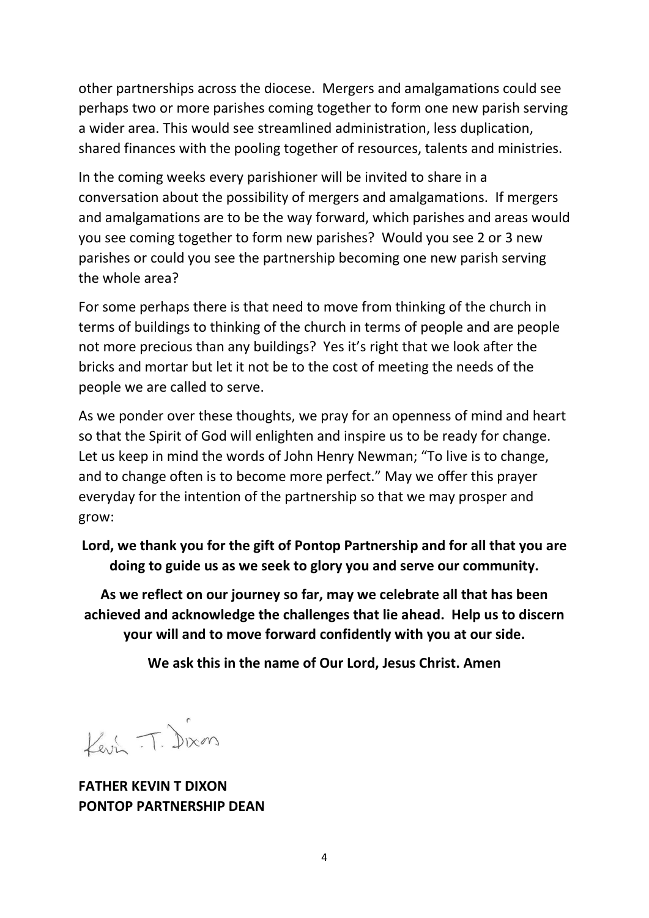other partnerships across the diocese. Mergers and amalgamations could see perhaps two or more parishes coming together to form one new parish serving a wider area. This would see streamlined administration, less duplication, shared finances with the pooling together of resources, talents and ministries.

In the coming weeks every parishioner will be invited to share in a conversation about the possibility of mergers and amalgamations. If mergers and amalgamations are to be the way forward, which parishes and areas would you see coming together to form new parishes? Would you see 2 or 3 new parishes or could you see the partnership becoming one new parish serving the whole area?

For some perhaps there is that need to move from thinking of the church in terms of buildings to thinking of the church in terms of people and are people not more precious than any buildings? Yes it's right that we look after the bricks and mortar but let it not be to the cost of meeting the needs of the people we are called to serve.

As we ponder over these thoughts, we pray for an openness of mind and heart so that the Spirit of God will enlighten and inspire us to be ready for change. Let us keep in mind the words of John Henry Newman; "To live is to change, and to change often is to become more perfect." May we offer this prayer everyday for the intention of the partnership so that we may prosper and grow:

**Lord, we thank you for the gift of Pontop Partnership and for all that you are doing to guide us as we seek to glory you and serve our community.**

**As we reflect on our journey so far, may we celebrate all that has been achieved and acknowledge the challenges that lie ahead. Help us to discern your will and to move forward confidently with you at our side.**

**We ask this in the name of Our Lord, Jesus Christ. Amen**

Kevin T. Dixon

**FATHER KEVIN T DIXON**
**PONTOP PARTNERSHIP DEAN**